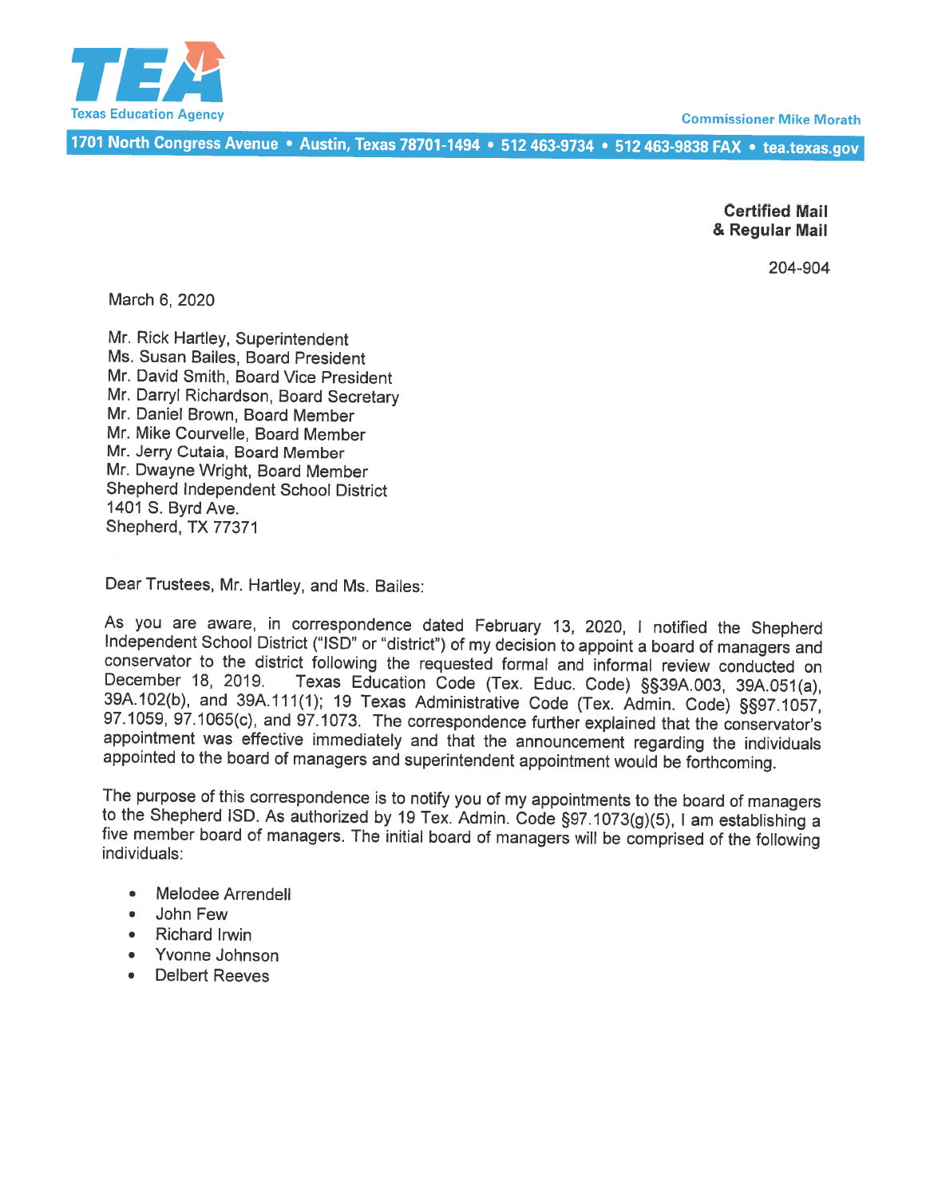Texas Education Agency

Commissioner Mike Morath

1701 North Congress Avenue • Austin, Texas 78701-1494 • 512 463-9734 • 512 463-9838 FAX • tea.texas.gov

**Certified Mail**
**& Regular Mail**

204-904

March 6, 2020

Mr. Rick Hartley, Superintendent
Ms. Susan Bailes, Board President
Mr. David Smith, Board Vice President
Mr. Darryl Richardson, Board Secretary
Mr. Daniel Brown, Board Member
Mr. Mike Courvelle, Board Member
Mr. Jerry Cutaia, Board Member
Mr. Dwayne Wright, Board Member
Shepherd Independent School District
1401 S. Byrd Ave.
Shepherd, TX 77371

Dear Trustees, Mr. Hartley, and Ms. Bailes:

As you are aware, in correspondence dated February 13, 2020, I notified the Shepherd Independent School District ("ISD" or "district") of my decision to appoint a board of managers and conservator to the district following the requested formal and informal review conducted on December 18, 2019. Texas Education Code (Tex. Educ. Code) §§39A.003, 39A.051(a), 39A.102(b), and 39A.111(1); 19 Texas Administrative Code (Tex. Admin. Code) §§97.1057, 97.1059, 97.1065(c), and 97.1073. The correspondence further explained that the conservator's appointment was effective immediately and that the announcement regarding the individuals appointed to the board of managers and superintendent appointment would be forthcoming.

The purpose of this correspondence is to notify you of my appointments to the board of managers to the Shepherd ISD. As authorized by 19 Tex. Admin. Code §97.1073(g)(5), I am establishing a five member board of managers. The initial board of managers will be comprised of the following individuals:

- Melodee Arrendell
- John Few
- Richard Irwin
- Yvonne Johnson
- Delbert Reeves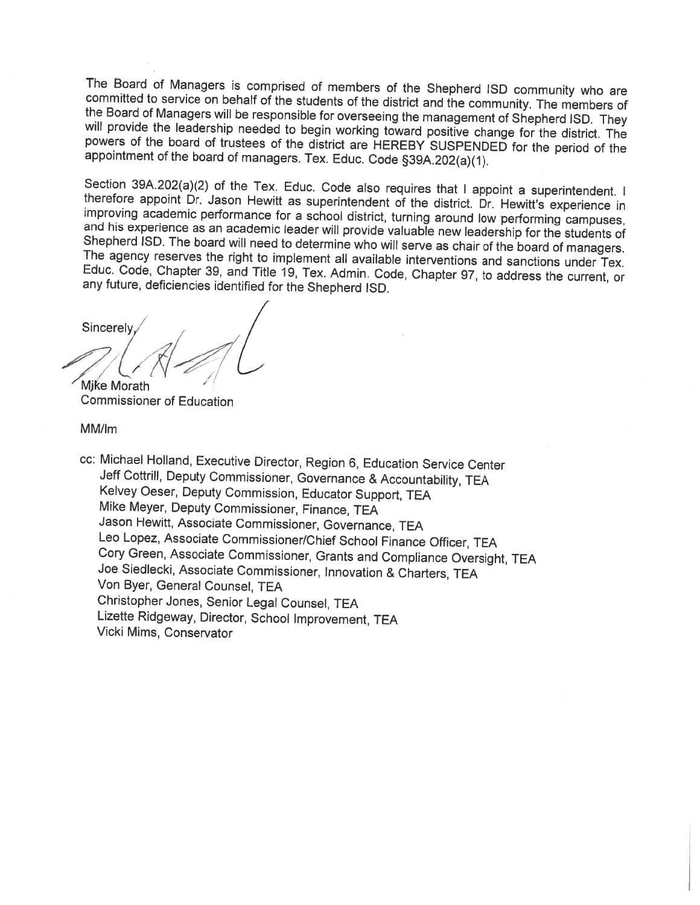The Board of Managers is comprised of members of the Shepherd ISD community who are committed to service on behalf of the students of the district and the community. The members of the Board of Managers will be responsible for overseeing the management of Shepherd ISD. They will provide the leadership needed to begin working toward positive change for the district. The powers of the board of trustees of the district are HEREBY SUSPENDED for the period of the appointment of the board of managers. Tex. Educ. Code §39A.202(a)(1).

Section 39A.202(a)(2) of the Tex. Educ. Code also requires that I appoint a superintendent. I therefore appoint Dr. Jason Hewitt as superintendent of the district. Dr. Hewitt's experience in improving academic performance for a school district, turning around low performing campuses, and his experience as an academic leader will provide valuable new leadership for the students of Shepherd ISD. The board will need to determine who will serve as chair of the board of managers. The agency reserves the right to implement all available interventions and sanctions under Tex. Educ. Code, Chapter 39, and Title 19, Tex. Admin. Code, Chapter 97, to address the current, or any future, deficiencies identified for the Shepherd ISD.

Sincerely,

Mike Morath
Commissioner of Education

MM/lm

cc: Michael Holland, Executive Director, Region 6, Education Service Center
Jeff Cottrill, Deputy Commissioner, Governance & Accountability, TEA
Kelvey Oeser, Deputy Commission, Educator Support, TEA
Mike Meyer, Deputy Commissioner, Finance, TEA
Jason Hewitt, Associate Commissioner, Governance, TEA
Leo Lopez, Associate Commissioner/Chief School Finance Officer, TEA
Cory Green, Associate Commissioner, Grants and Compliance Oversight, TEA
Joe Siedlecki, Associate Commissioner, Innovation & Charters, TEA
Von Byer, General Counsel, TEA
Christopher Jones, Senior Legal Counsel, TEA
Lizette Ridgeway, Director, School Improvement, TEA
Vicki Mims, Conservator